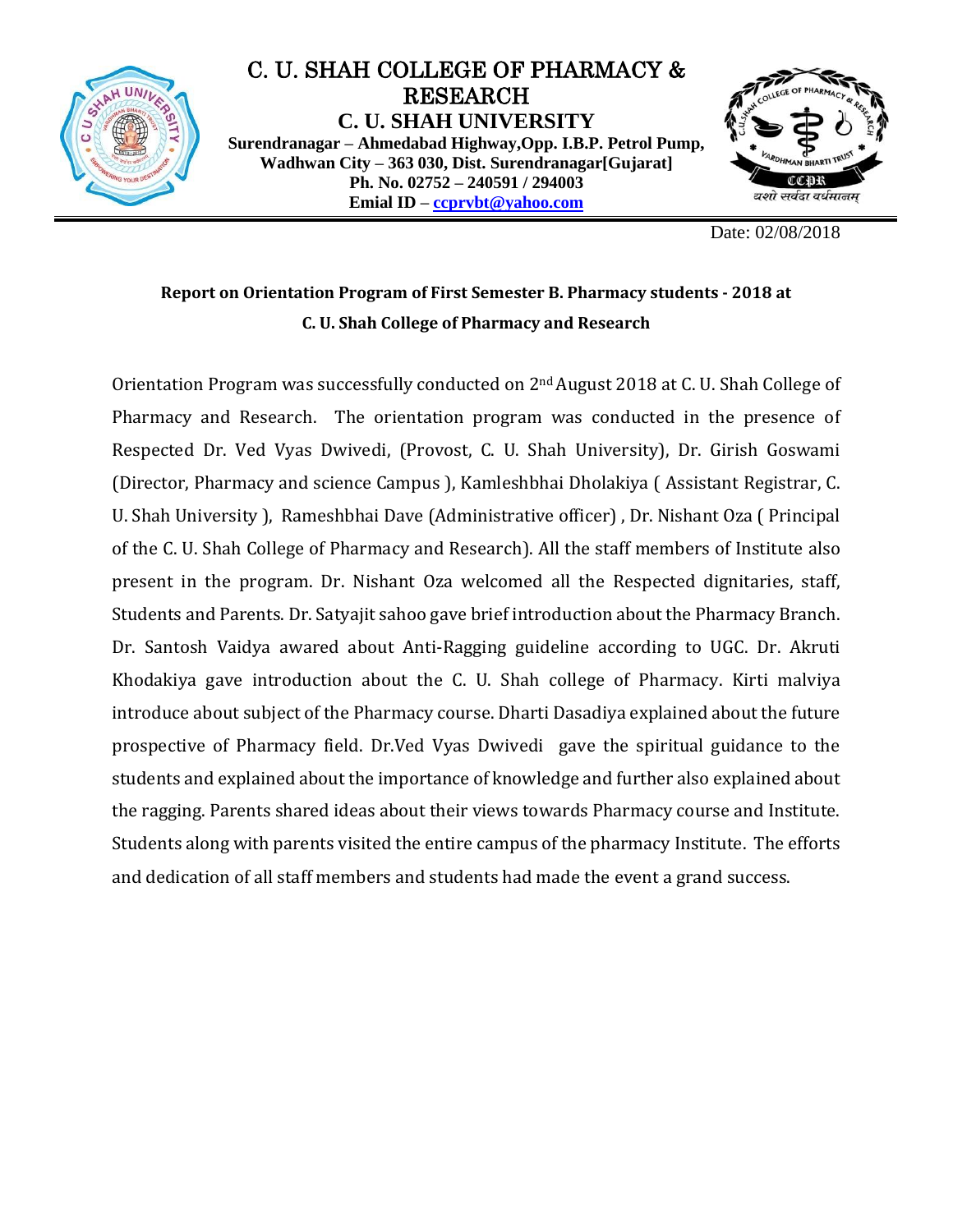# C. U. SHAH COLLEGE OF PHARMACY & RESEARCH

## C. U. SHAH UNIVERSITY

**Surendranagar – Ahmedabad Highway,Opp. I.B.P. Petrol Pump,**
**Wadhwan City – 363 030, Dist. Surendranagar[Gujarat]**
**Ph. No. 02752 – 240591 / 294003**
**Emial ID – ccprvbt@yahoo.com**

Date: 02/08/2018

**Report on Orientation Program of First Semester B. Pharmacy students - 2018 at C. U. Shah College of Pharmacy and Research**

Orientation Program was successfully conducted on 2nd August 2018 at C. U. Shah College of Pharmacy and Research. The orientation program was conducted in the presence of Respected Dr. Ved Vyas Dwivedi, (Provost, C. U. Shah University), Dr. Girish Goswami (Director, Pharmacy and science Campus ), Kamleshbhai Dholakiya ( Assistant Registrar, C. U. Shah University ), Rameshbhai Dave (Administrative officer) , Dr. Nishant Oza ( Principal of the C. U. Shah College of Pharmacy and Research). All the staff members of Institute also present in the program. Dr. Nishant Oza welcomed all the Respected dignitaries, staff, Students and Parents. Dr. Satyajit sahoo gave brief introduction about the Pharmacy Branch. Dr. Santosh Vaidya awared about Anti-Ragging guideline according to UGC. Dr. Akruti Khodakiya gave introduction about the C. U. Shah college of Pharmacy. Kirti malviya introduce about subject of the Pharmacy course. Dharti Dasadiya explained about the future prospective of Pharmacy field. Dr.Ved Vyas Dwivedi gave the spiritual guidance to the students and explained about the importance of knowledge and further also explained about the ragging. Parents shared ideas about their views towards Pharmacy course and Institute. Students along with parents visited the entire campus of the pharmacy Institute. The efforts and dedication of all staff members and students had made the event a grand success.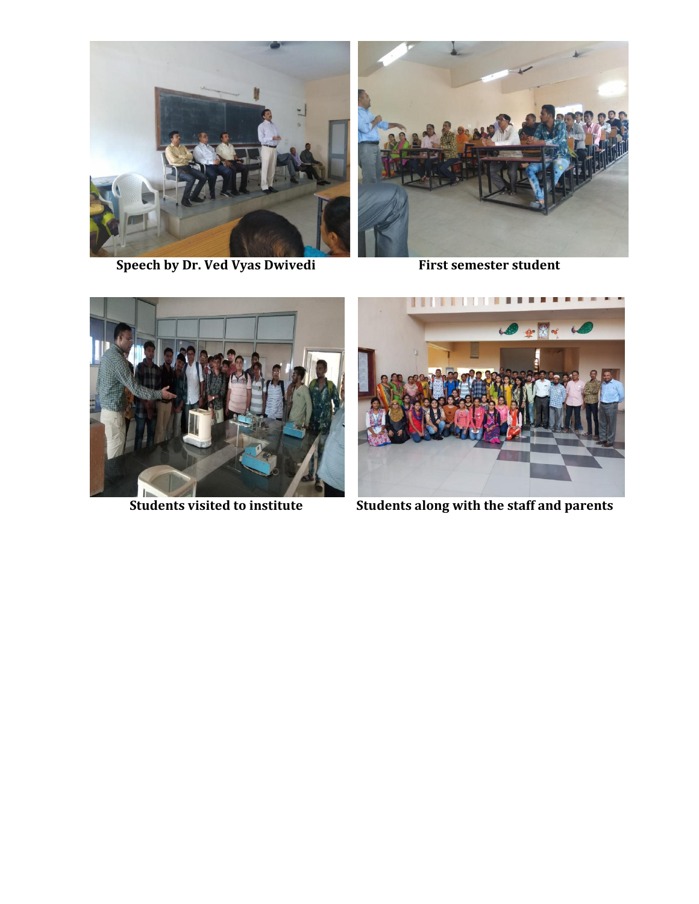Speech by Dr. Ved Vyas Dwivedi

First semester student

Students visited to institute

Students along with the staff and parents